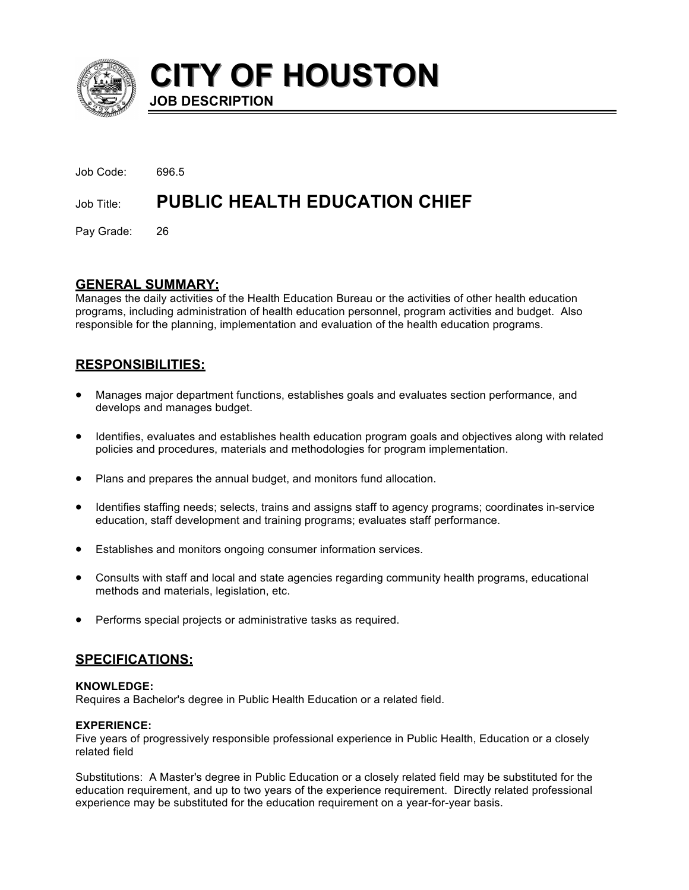# CITY OF HOUSTON

**JOB DESCRIPTION**

Job Code: 696.5

Job Title: **PUBLIC HEALTH EDUCATION CHIEF**

Pay Grade: 26

## GENERAL SUMMARY:

Manages the daily activities of the Health Education Bureau or the activities of other health education programs, including administration of health education personnel, program activities and budget. Also responsible for the planning, implementation and evaluation of the health education programs.

## RESPONSIBILITIES:

- Manages major department functions, establishes goals and evaluates section performance, and develops and manages budget.
- Identifies, evaluates and establishes health education program goals and objectives along with related policies and procedures, materials and methodologies for program implementation.
- Plans and prepares the annual budget, and monitors fund allocation.
- Identifies staffing needs; selects, trains and assigns staff to agency programs; coordinates in-service education, staff development and training programs; evaluates staff performance.
- Establishes and monitors ongoing consumer information services.
- Consults with staff and local and state agencies regarding community health programs, educational methods and materials, legislation, etc.
- Performs special projects or administrative tasks as required.

## SPECIFICATIONS:

**KNOWLEDGE:**

Requires a Bachelor's degree in Public Health Education or a related field.

**EXPERIENCE:**

Five years of progressively responsible professional experience in Public Health, Education or a closely related field

Substitutions: A Master's degree in Public Education or a closely related field may be substituted for the education requirement, and up to two years of the experience requirement. Directly related professional experience may be substituted for the education requirement on a year-for-year basis.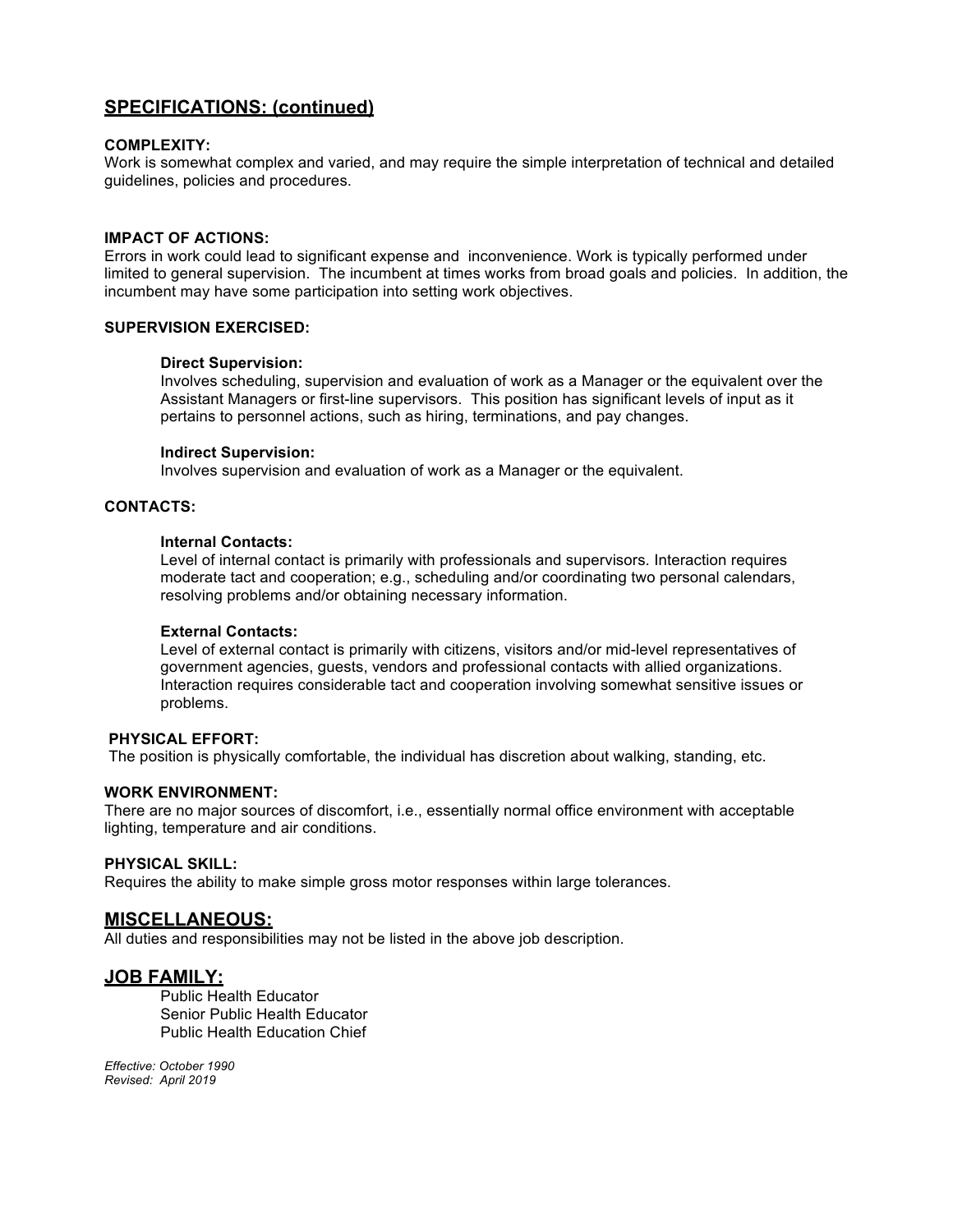## SPECIFICATIONS: (continued)

**COMPLEXITY:**
Work is somewhat complex and varied, and may require the simple interpretation of technical and detailed guidelines, policies and procedures.

**IMPACT OF ACTIONS:**
Errors in work could lead to significant expense and inconvenience. Work is typically performed under limited to general supervision. The incumbent at times works from broad goals and policies. In addition, the incumbent may have some participation into setting work objectives.

**SUPERVISION EXERCISED:**

**Direct Supervision:**
Involves scheduling, supervision and evaluation of work as a Manager or the equivalent over the Assistant Managers or first-line supervisors. This position has significant levels of input as it pertains to personnel actions, such as hiring, terminations, and pay changes.

**Indirect Supervision:**
Involves supervision and evaluation of work as a Manager or the equivalent.

**CONTACTS:**

**Internal Contacts:**
Level of internal contact is primarily with professionals and supervisors. Interaction requires moderate tact and cooperation; e.g., scheduling and/or coordinating two personal calendars, resolving problems and/or obtaining necessary information.

**External Contacts:**
Level of external contact is primarily with citizens, visitors and/or mid-level representatives of government agencies, guests, vendors and professional contacts with allied organizations. Interaction requires considerable tact and cooperation involving somewhat sensitive issues or problems.

**PHYSICAL EFFORT:**
The position is physically comfortable, the individual has discretion about walking, standing, etc.

**WORK ENVIRONMENT:**
There are no major sources of discomfort, i.e., essentially normal office environment with acceptable lighting, temperature and air conditions.

**PHYSICAL SKILL:**
Requires the ability to make simple gross motor responses within large tolerances.

## MISCELLANEOUS:

All duties and responsibilities may not be listed in the above job description.

## JOB FAMILY:

Public Health Educator
Senior Public Health Educator
Public Health Education Chief

*Effective: October 1990*
*Revised: April 2019*